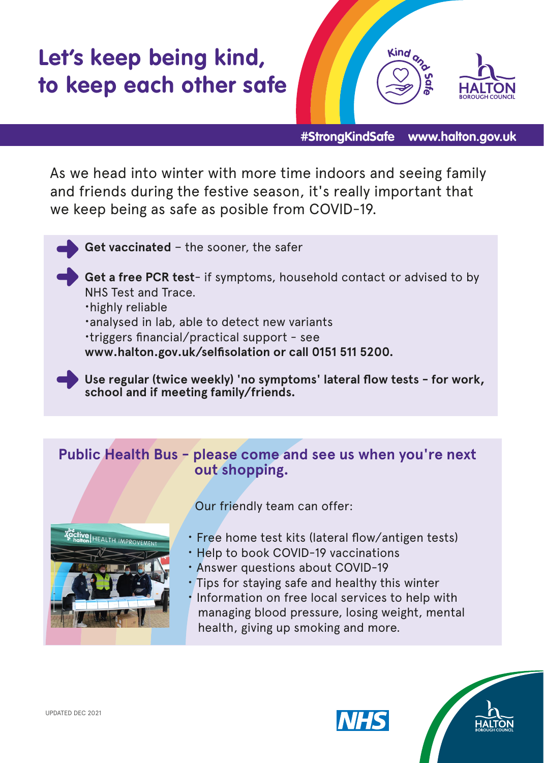# Let's keep being kind, to keep each other safe

Kind and Safe

HALTON BOROUGH COUNCIL

**#StrongKindSafe www.halton.gov.uk**

As we head into winter with more time indoors and seeing family and friends during the festive season, it's really important that we keep being as safe as posible from COVID-19.

- **Get vaccinated** – the sooner, the safer
- **Get a free PCR test**- if symptoms, household contact or advised to by NHS Test and Trace.
  - highly reliable
  - analysed in lab, able to detect new variants
  - triggers financial/practical support - see **www.halton.gov.uk/selfisolation or call 0151 511 5200.**
- **Use regular (twice weekly) 'no symptoms' lateral flow tests - for work, school and if meeting family/friends.**

## Public Health Bus - please come and see us when you're next out shopping.

Our friendly team can offer:

- Free home test kits (lateral flow/antigen tests)
- Help to book COVID-19 vaccinations
- Answer questions about COVID-19
- Tips for staying safe and healthy this winter
- Information on free local services to help with managing blood pressure, losing weight, mental health, giving up smoking and more.

UPDATED DEC 2021

NHS

HALTON BOROUGH COUNCIL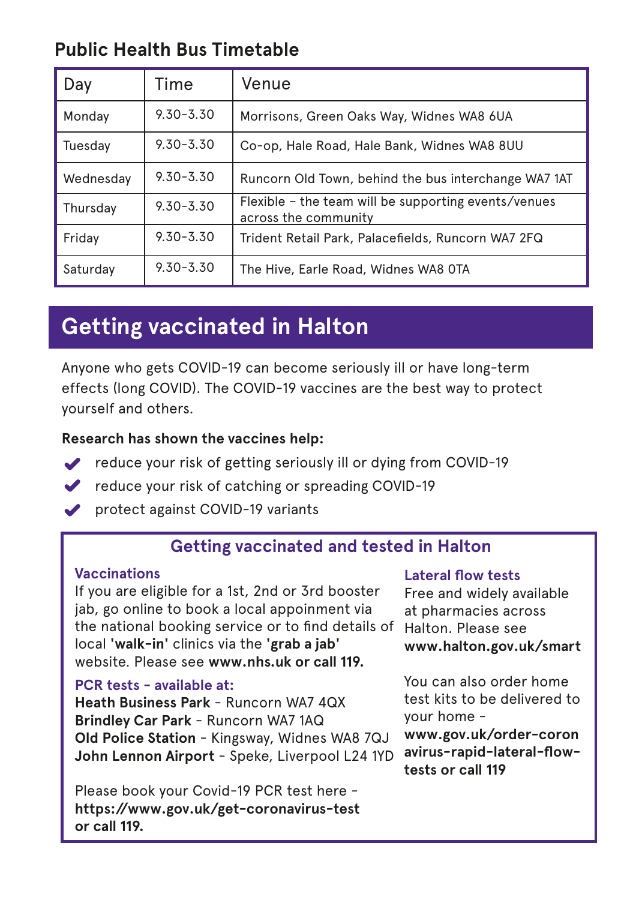## Public Health Bus Timetable

| Day | Time | Venue |
|---|---|---|
| Monday | 9.30-3.30 | Morrisons, Green Oaks Way, Widnes WA8 6UA |
| Tuesday | 9.30-3.30 | Co-op, Hale Road, Hale Bank, Widnes WA8 8UU |
| Wednesday | 9.30-3.30 | Runcorn Old Town, behind the bus interchange WA7 1AT |
| Thursday | 9.30-3.30 | Flexible – the team will be supporting events/venues across the community |
| Friday | 9.30-3.30 | Trident Retail Park, Palacefields, Runcorn WA7 2FQ |
| Saturday | 9.30-3.30 | The Hive, Earle Road, Widnes WA8 0TA |

## Getting vaccinated in Halton

Anyone who gets COVID-19 can become seriously ill or have long-term effects (long COVID). The COVID-19 vaccines are the best way to protect yourself and others.

**Research has shown the vaccines help:**

- reduce your risk of getting seriously ill or dying from COVID-19
- reduce your risk of catching or spreading COVID-19
- protect against COVID-19 variants

### Getting vaccinated and tested in Halton

**Vaccinations**
If you are eligible for a 1st, 2nd or 3rd booster jab, go online to book a local appointment via the national booking service or to find details of local **'walk-in'** clinics via the **'grab a jab'** website. Please see **www.nhs.uk or call 119.**

**PCR tests – available at:**
**Heath Business Park** - Runcorn WA7 4QX
**Brindley Car Park** - Runcorn WA7 1AQ
**Old Police Station** - Kingsway, Widnes WA8 7QJ
**John Lennon Airport** - Speke, Liverpool L24 1YD

Please book your Covid-19 PCR test here - **https://www.gov.uk/get-coronavirus-test or call 119.**

**Lateral flow tests**
Free and widely available at pharmacies across Halton. Please see **www.halton.gov.uk/smart**

You can also order home test kits to be delivered to your home - **www.gov.uk/order-coronavirus-rapid-lateral-flow-tests or call 119**